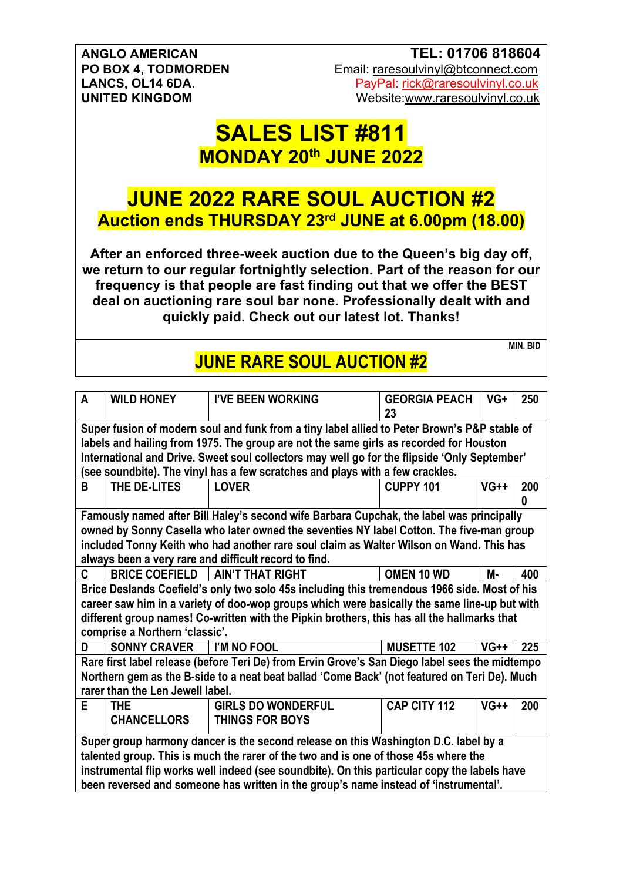**ANGLO AMERICAN**
**PO BOX 4, TODMORDEN**
**LANCS, OL14 6DA.**
**UNITED KINGDOM**

**TEL: 01706 818604**
Email: raresoulvinyl@btconnect.com
PayPal: rick@raresoulvinyl.co.uk
Website: www.raresoulvinyl.co.uk

# SALES LIST #811
## MONDAY 20th JUNE 2022

# JUNE 2022 RARE SOUL AUCTION #2
## Auction ends THURSDAY 23rd JUNE at 6.00pm (18.00)

**After an enforced three-week auction due to the Queen's big day off, we return to our regular fortnightly selection. Part of the reason for our frequency is that people are fast finding out that we offer the BEST deal on auctioning rare soul bar none. Professionally dealt with and quickly paid. Check out our latest lot. Thanks!**

## JUNE RARE SOUL AUCTION #2

| | | | | | MIN. BID |
|---|---|---|---|---|---|
| **A** | **WILD HONEY** | **I'VE BEEN WORKING** | **GEORGIA PEACH 23** | **VG+** | **250** |
| **Super fusion of modern soul and funk from a tiny label allied to Peter Brown's P&P stable of labels and hailing from 1975. The group are not the same girls as recorded for Houston International and Drive. Sweet soul collectors may well go for the flipside 'Only September' (see soundbite). The vinyl has a few scratches and plays with a few crackles.** | | | | | |
| **B** | **THE DE-LITES** | **LOVER** | **CUPPY 101** | **VG++** | **2000** |
| **Famously named after Bill Haley's second wife Barbara Cupchak, the label was principally owned by Sonny Casella who later owned the seventies NY label Cotton. The five-man group included Tonny Keith who had another rare soul claim as Walter Wilson on Wand. This has always been a very rare and difficult record to find.** | | | | | |
| **C** | **BRICE COEFIELD** | **AIN'T THAT RIGHT** | **OMEN 10 WD** | **M-** | **400** |
| **Brice Deslands Coefield's only two solo 45s including this tremendous 1966 side. Most of his career saw him in a variety of doo-wop groups which were basically the same line-up but with different group names! Co-written with the Pipkin brothers, this has all the hallmarks that comprise a Northern 'classic'.** | | | | | |
| **D** | **SONNY CRAVER** | **I'M NO FOOL** | **MUSETTE 102** | **VG++** | **225** |
| **Rare first label release (before Teri De) from Ervin Grove's San Diego label sees the midtempo Northern gem as the B-side to a neat beat ballad 'Come Back' (not featured on Teri De). Much rarer than the Len Jewell label.** | | | | | |
| **E** | **THE CHANCELLORS** | **GIRLS DO WONDERFUL THINGS FOR BOYS** | **CAP CITY 112** | **VG++** | **200** |
| **Super group harmony dancer is the second release on this Washington D.C. label by a talented group. This is much the rarer of the two and is one of those 45s where the instrumental flip works well indeed (see soundbite). On this particular copy the labels have been reversed and someone has written in the group's name instead of 'instrumental'.** | | | | | |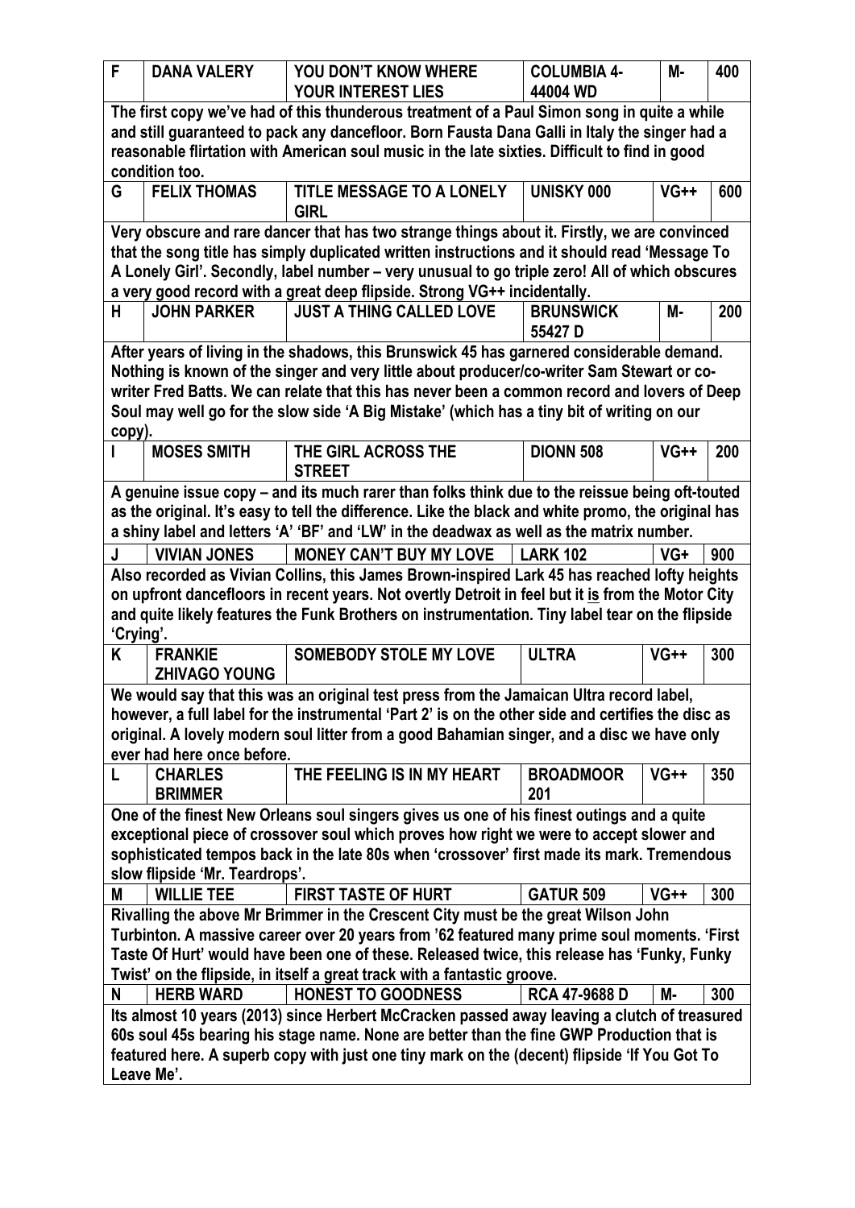| F | DANA VALERY | YOU DON'T KNOW WHERE YOUR INTEREST LIES | COLUMBIA 4-44004 WD | M- | 400 |
|---|---|---|---|---|---|
| The first copy we've had of this thunderous treatment of a Paul Simon song in quite a while and still guaranteed to pack any dancefloor. Born Fausta Dana Galli in Italy the singer had a reasonable flirtation with American soul music in the late sixties. Difficult to find in good condition too. | | | | | |
| G | FELIX THOMAS | TITLE MESSAGE TO A LONELY GIRL | UNISKY 000 | VG++ | 600 |
| Very obscure and rare dancer that has two strange things about it. Firstly, we are convinced that the song title has simply duplicated written instructions and it should read 'Message To A Lonely Girl'. Secondly, label number – very unusual to go triple zero! All of which obscures a very good record with a great deep flipside. Strong VG++ incidentally. | | | | | |
| H | JOHN PARKER | JUST A THING CALLED LOVE | BRUNSWICK 55427 D | M- | 200 |
| After years of living in the shadows, this Brunswick 45 has garnered considerable demand. Nothing is known of the singer and very little about producer/co-writer Sam Stewart or co-writer Fred Batts. We can relate that this has never been a common record and lovers of Deep Soul may well go for the slow side 'A Big Mistake' (which has a tiny bit of writing on our copy). | | | | | |
| I | MOSES SMITH | THE GIRL ACROSS THE STREET | DIONN 508 | VG++ | 200 |
| A genuine issue copy – and its much rarer than folks think due to the reissue being oft-touted as the original. It's easy to tell the difference. Like the black and white promo, the original has a shiny label and letters 'A' 'BF' and 'LW' in the deadwax as well as the matrix number. | | | | | |
| J | VIVIAN JONES | MONEY CAN'T BUY MY LOVE | LARK 102 | VG+ | 900 |
| Also recorded as Vivian Collins, this James Brown-inspired Lark 45 has reached lofty heights on upfront dancefloors in recent years. Not overtly Detroit in feel but it <u>is</u> from the Motor City and quite likely features the Funk Brothers on instrumentation. Tiny label tear on the flipside 'Crying'. | | | | | |
| K | FRANKIE ZHIVAGO YOUNG | SOMEBODY STOLE MY LOVE | ULTRA | VG++ | 300 |
| We would say that this was an original test press from the Jamaican Ultra record label, however, a full label for the instrumental 'Part 2' is on the other side and certifies the disc as original. A lovely modern soul litter from a good Bahamian singer, and a disc we have only ever had here once before. | | | | | |
| L | CHARLES BRIMMER | THE FEELING IS IN MY HEART | BROADMOOR 201 | VG++ | 350 |
| One of the finest New Orleans soul singers gives us one of his finest outings and a quite exceptional piece of crossover soul which proves how right we were to accept slower and sophisticated tempos back in the late 80s when 'crossover' first made its mark. Tremendous slow flipside 'Mr. Teardrops'. | | | | | |
| M | WILLIE TEE | FIRST TASTE OF HURT | GATUR 509 | VG++ | 300 |
| Rivalling the above Mr Brimmer in the Crescent City must be the great Wilson John Turbinton. A massive career over 20 years from '62 featured many prime soul moments. 'First Taste Of Hurt' would have been one of these. Released twice, this release has 'Funky, Funky Twist' on the flipside, in itself a great track with a fantastic groove. | | | | | |
| N | HERB WARD | HONEST TO GOODNESS | RCA 47-9688 D | M- | 300 |
| Its almost 10 years (2013) since Herbert McCracken passed away leaving a clutch of treasured 60s soul 45s bearing his stage name. None are better than the fine GWP Production that is featured here. A superb copy with just one tiny mark on the (decent) flipside 'If You Got To Leave Me'. | | | | | |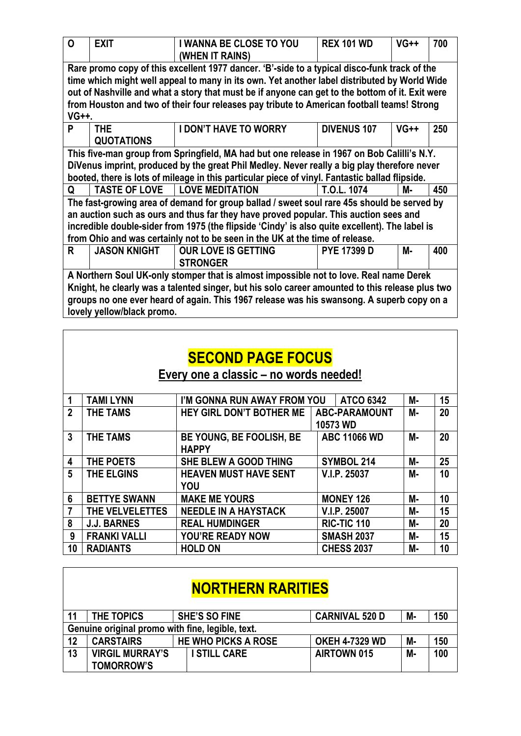| O | EXIT | I WANNA BE CLOSE TO YOU (WHEN IT RAINS) | REX 101 WD | VG++ | 700 |
|---|---|---|---|---|---|
| Rare promo copy of this excellent 1977 dancer. 'B'-side to a typical disco-funk track of the time which might well appeal to many in its own. Yet another label distributed by World Wide out of Nashville and what a story that must be if anyone can get to the bottom of it. Exit were from Houston and two of their four releases pay tribute to American football teams! Strong VG++. | | | | | |
| P | THE QUOTATIONS | I DON'T HAVE TO WORRY | DIVENUS 107 | VG++ | 250 |
| This five-man group from Springfield, MA had but one release in 1967 on Bob Calilli's N.Y. DiVenus imprint, produced by the great Phil Medley. Never really a big play therefore never booted, there is lots of mileage in this particular piece of vinyl. Fantastic ballad flipside. | | | | | |
| Q | TASTE OF LOVE | LOVE MEDITATION | T.O.L. 1074 | M- | 450 |
| The fast-growing area of demand for group ballad / sweet soul rare 45s should be served by an auction such as ours and thus far they have proved popular. This auction sees and incredible double-sider from 1975 (the flipside 'Cindy' is also quite excellent). The label is from Ohio and was certainly not to be seen in the UK at the time of release. | | | | | |
| R | JASON KNIGHT | OUR LOVE IS GETTING STRONGER | PYE 17399 D | M- | 400 |
| A Northern Soul UK-only stomper that is almost impossible not to love. Real name Derek Knight, he clearly was a talented singer, but his solo career amounted to this release plus two groups no one ever heard of again. This 1967 release was his swansong. A superb copy on a lovely yellow/black promo. | | | | | |

## SECOND PAGE FOCUS

**Every one a classic – no words needed!**

| 1 | TAMI LYNN | I'M GONNA RUN AWAY FROM YOU | ATCO 6342 | M- | 15 |
|---|---|---|---|---|---|
| 2 | THE TAMS | HEY GIRL DON'T BOTHER ME | ABC-PARAMOUNT 10573 WD | M- | 20 |
| 3 | THE TAMS | BE YOUNG, BE FOOLISH, BE HAPPY | ABC 11066 WD | M- | 20 |
| 4 | THE POETS | SHE BLEW A GOOD THING | SYMBOL 214 | M- | 25 |
| 5 | THE ELGINS | HEAVEN MUST HAVE SENT YOU | V.I.P. 25037 | M- | 10 |
| 6 | BETTYE SWANN | MAKE ME YOURS | MONEY 126 | M- | 10 |
| 7 | THE VELVELETTES | NEEDLE IN A HAYSTACK | V.I.P. 25007 | M- | 15 |
| 8 | J.J. BARNES | REAL HUMDINGER | RIC-TIC 110 | M- | 20 |
| 9 | FRANKI VALLI | YOU'RE READY NOW | SMASH 2037 | M- | 15 |
| 10 | RADIANTS | HOLD ON | CHESS 2037 | M- | 10 |

## NORTHERN RARITIES

| 11 | THE TOPICS | SHE'S SO FINE | CARNIVAL 520 D | M- | 150 |
|---|---|---|---|---|---|
| Genuine original promo with fine, legible, text. | | | | | |
| 12 | CARSTAIRS | HE WHO PICKS A ROSE | OKEH 4-7329 WD | M- | 150 |
| 13 | VIRGIL MURRAY'S TOMORROW'S | I STILL CARE | AIRTOWN 015 | M- | 100 |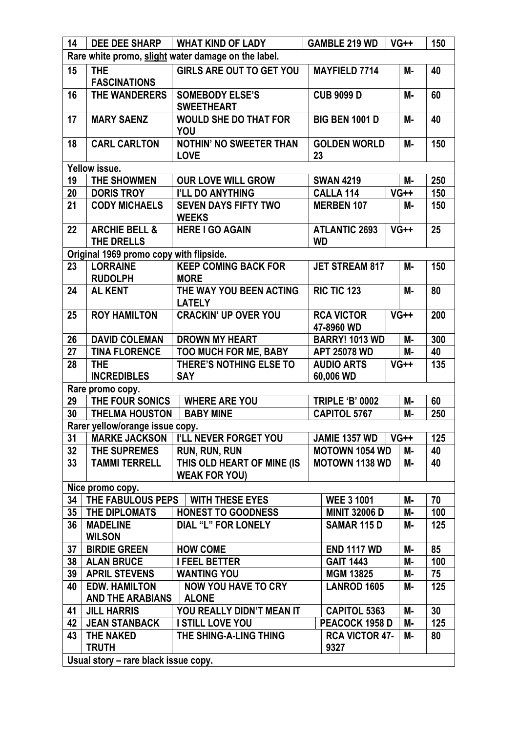| 14 | DEE DEE SHARP | WHAT KIND OF LADY | GAMBLE 219 WD | VG++ | 150 |
|---|---|---|---|---|---|
| Rare white promo, slight water damage on the label. | | | | | |
| 15 | THE FASCINATIONS | GIRLS ARE OUT TO GET YOU | MAYFIELD 7714 | M- | 40 |
| 16 | THE WANDERERS | SOMEBODY ELSE'S SWEETHEART | CUB 9099 D | M- | 60 |
| 17 | MARY SAENZ | WOULD SHE DO THAT FOR YOU | BIG BEN 1001 D | M- | 40 |
| 18 | CARL CARLTON | NOTHIN' NO SWEETER THAN LOVE | GOLDEN WORLD 23 | M- | 150 |
| Yellow issue. | | | | | |
| 19 | THE SHOWMEN | OUR LOVE WILL GROW | SWAN 4219 | M- | 250 |
| 20 | DORIS TROY | I'LL DO ANYTHING | CALLA 114 | VG++ | 150 |
| 21 | CODY MICHAELS | SEVEN DAYS FIFTY TWO WEEKS | MERBEN 107 | M- | 150 |
| 22 | ARCHIE BELL & THE DRELLS | HERE I GO AGAIN | ATLANTIC 2693 WD | VG++ | 25 |
| Original 1969 promo copy with flipside. | | | | | |
| 23 | LORRAINE RUDOLPH | KEEP COMING BACK FOR MORE | JET STREAM 817 | M- | 150 |
| 24 | AL KENT | THE WAY YOU BEEN ACTING LATELY | RIC TIC 123 | M- | 80 |
| 25 | ROY HAMILTON | CRACKIN' UP OVER YOU | RCA VICTOR 47-8960 WD | VG++ | 200 |
| 26 | DAVID COLEMAN | DROWN MY HEART | BARRY! 1013 WD | M- | 300 |
| 27 | TINA FLORENCE | TOO MUCH FOR ME, BABY | APT 25078 WD | M- | 40 |
| 28 | THE INCREDIBLES | THERE'S NOTHING ELSE TO SAY | AUDIO ARTS 60,006 WD | VG++ | 135 |
| Rare promo copy. | | | | | |
| 29 | THE FOUR SONICS | WHERE ARE YOU | TRIPLE 'B' 0002 | M- | 60 |
| 30 | THELMA HOUSTON | BABY MINE | CAPITOL 5767 | M- | 250 |
| Rarer yellow/orange issue copy. | | | | | |
| 31 | MARKE JACKSON | I'LL NEVER FORGET YOU | JAMIE 1357 WD | VG++ | 125 |
| 32 | THE SUPREMES | RUN, RUN, RUN | MOTOWN 1054 WD | M- | 40 |
| 33 | TAMMI TERRELL | THIS OLD HEART OF MINE (IS WEAK FOR YOU) | MOTOWN 1138 WD | M- | 40 |
| Nice promo copy. | | | | | |
| 34 | THE FABULOUS PEPS | WITH THESE EYES | WEE 3 1001 | M- | 70 |
| 35 | THE DIPLOMATS | HONEST TO GOODNESS | MINIT 32006 D | M- | 100 |
| 36 | MADELINE WILSON | DIAL "L" FOR LONELY | SAMAR 115 D | M- | 125 |
| 37 | BIRDIE GREEN | HOW COME | END 1117 WD | M- | 85 |
| 38 | ALAN BRUCE | I FEEL BETTER | GAIT 1443 | M- | 100 |
| 39 | APRIL STEVENS | WANTING YOU | MGM 13825 | M- | 75 |
| 40 | EDW. HAMILTON AND THE ARABIANS | NOW YOU HAVE TO CRY ALONE | LANROD 1605 | M- | 125 |
| 41 | JILL HARRIS | YOU REALLY DIDN'T MEAN IT | CAPITOL 5363 | M- | 30 |
| 42 | JEAN STANBACK | I STILL LOVE YOU | PEACOCK 1958 D | M- | 125 |
| 43 | THE NAKED TRUTH | THE SHING-A-LING THING | RCA VICTOR 47-9327 | M- | 80 |
| Usual story – rare black issue copy. | | | | | |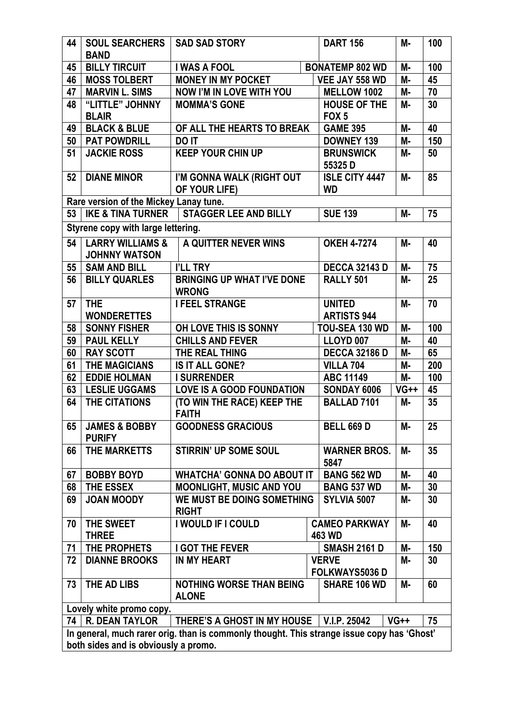| 44 | SOUL SEARCHERS BAND | SAD SAD STORY | DART 156 | M- | 100 |
|---|---|---|---|---|---|
| 45 | BILLY TIRCUIT | I WAS A FOOL | BONATEMP 802 WD | M- | 100 |
| 46 | MOSS TOLBERT | MONEY IN MY POCKET | VEE JAY 558 WD | M- | 45 |
| 47 | MARVIN L. SIMS | NOW I'M IN LOVE WITH YOU | MELLOW 1002 | M- | 70 |
| 48 | "LITTLE" JOHNNY BLAIR | MOMMA'S GONE | HOUSE OF THE FOX 5 | M- | 30 |
| 49 | BLACK & BLUE | OF ALL THE HEARTS TO BREAK | GAME 395 | M- | 40 |
| 50 | PAT POWDRILL | DO IT | DOWNEY 139 | M- | 150 |
| 51 | JACKIE ROSS | KEEP YOUR CHIN UP | BRUNSWICK 55325 D | M- | 50 |
| 52 | DIANE MINOR | I'M GONNA WALK (RIGHT OUT OF YOUR LIFE) | ISLE CITY 4447 WD | M- | 85 |
| Rare version of the Mickey Lanay tune. | | | | | |
| 53 | IKE & TINA TURNER | STAGGER LEE AND BILLY | SUE 139 | M- | 75 |
| Styrene copy with large lettering. | | | | | |
| 54 | LARRY WILLIAMS & JOHNNY WATSON | A QUITTER NEVER WINS | OKEH 4-7274 | M- | 40 |
| 55 | SAM AND BILL | I'LL TRY | DECCA 32143 D | M- | 75 |
| 56 | BILLY QUARLES | BRINGING UP WHAT I'VE DONE WRONG | RALLY 501 | M- | 25 |
| 57 | THE WONDERETTES | I FEEL STRANGE | UNITED ARTISTS 944 | M- | 70 |
| 58 | SONNY FISHER | OH LOVE THIS IS SONNY | TOU-SEA 130 WD | M- | 100 |
| 59 | PAUL KELLY | CHILLS AND FEVER | LLOYD 007 | M- | 40 |
| 60 | RAY SCOTT | THE REAL THING | DECCA 32186 D | M- | 65 |
| 61 | THE MAGICIANS | IS IT ALL GONE? | VILLA 704 | M- | 200 |
| 62 | EDDIE HOLMAN | I SURRENDER | ABC 11149 | M- | 100 |
| 63 | LESLIE UGGAMS | LOVE IS A GOOD FOUNDATION | SONDAY 6006 | VG++ | 45 |
| 64 | THE CITATIONS | (TO WIN THE RACE) KEEP THE FAITH | BALLAD 7101 | M- | 35 |
| 65 | JAMES & BOBBY PURIFY | GOODNESS GRACIOUS | BELL 669 D | M- | 25 |
| 66 | THE MARKETTS | STIRRIN' UP SOME SOUL | WARNER BROS. 5847 | M- | 35 |
| 67 | BOBBY BOYD | WHATCHA' GONNA DO ABOUT IT | BANG 562 WD | M- | 40 |
| 68 | THE ESSEX | MOONLIGHT, MUSIC AND YOU | BANG 537 WD | M- | 30 |
| 69 | JOAN MOODY | WE MUST BE DOING SOMETHING RIGHT | SYLVIA 5007 | M- | 30 |
| 70 | THE SWEET THREE | I WOULD IF I COULD | CAMEO PARKWAY 463 WD | M- | 40 |
| 71 | THE PROPHETS | I GOT THE FEVER | SMASH 2161 D | M- | 150 |
| 72 | DIANNE BROOKS | IN MY HEART | VERVE FOLKWAYS5036 D | M- | 30 |
| 73 | THE AD LIBS | NOTHING WORSE THAN BEING ALONE | SHARE 106 WD | M- | 60 |
| Lovely white promo copy. | | | | | |
| 74 | R. DEAN TAYLOR | THERE'S A GHOST IN MY HOUSE | V.I.P. 25042 | VG++ | 75 |
| In general, much rarer orig. than is commonly thought. This strange issue copy has 'Ghost' both sides and is obviously a promo. | | | | | |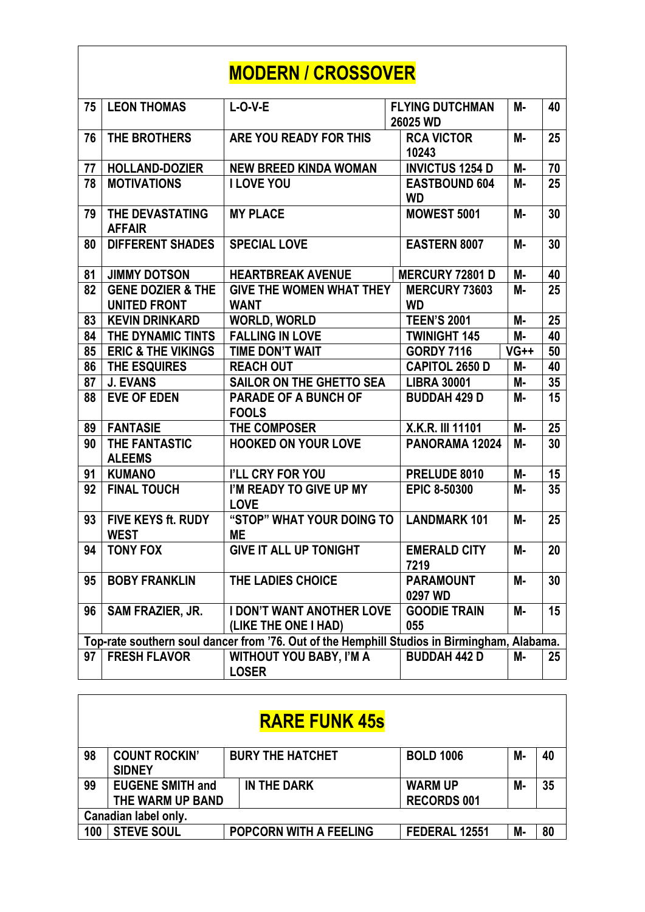## MODERN / CROSSOVER

| | | | | | |
|---|---|---|---|---|---|
| 75 | LEON THOMAS | L-O-V-E | FLYING DUTCHMAN 26025 WD | M- | 40 |
| 76 | THE BROTHERS | ARE YOU READY FOR THIS | RCA VICTOR 10243 | M- | 25 |
| 77 | HOLLAND-DOZIER | NEW BREED KINDA WOMAN | INVICTUS 1254 D | M- | 70 |
| 78 | MOTIVATIONS | I LOVE YOU | EASTBOUND 604 WD | M- | 25 |
| 79 | THE DEVASTATING AFFAIR | MY PLACE | MOWEST 5001 | M- | 30 |
| 80 | DIFFERENT SHADES | SPECIAL LOVE | EASTERN 8007 | M- | 30 |
| 81 | JIMMY DOTSON | HEARTBREAK AVENUE | MERCURY 72801 D | M- | 40 |
| 82 | GENE DOZIER & THE UNITED FRONT | GIVE THE WOMEN WHAT THEY WANT | MERCURY 73603 WD | M- | 25 |
| 83 | KEVIN DRINKARD | WORLD, WORLD | TEEN'S 2001 | M- | 25 |
| 84 | THE DYNAMIC TINTS | FALLING IN LOVE | TWINIGHT 145 | M- | 40 |
| 85 | ERIC & THE VIKINGS | TIME DON'T WAIT | GORDY 7116 | VG++ | 50 |
| 86 | THE ESQUIRES | REACH OUT | CAPITOL 2650 D | M- | 40 |
| 87 | J. EVANS | SAILOR ON THE GHETTO SEA | LIBRA 30001 | M- | 35 |
| 88 | EVE OF EDEN | PARADE OF A BUNCH OF FOOLS | BUDDAH 429 D | M- | 15 |
| 89 | FANTASIE | THE COMPOSER | X.K.R. III 11101 | M- | 25 |
| 90 | THE FANTASTIC ALEEMS | HOOKED ON YOUR LOVE | PANORAMA 12024 | M- | 30 |
| 91 | KUMANO | I'LL CRY FOR YOU | PRELUDE 8010 | M- | 15 |
| 92 | FINAL TOUCH | I'M READY TO GIVE UP MY LOVE | EPIC 8-50300 | M- | 35 |
| 93 | FIVE KEYS ft. RUDY WEST | "STOP" WHAT YOUR DOING TO ME | LANDMARK 101 | M- | 25 |
| 94 | TONY FOX | GIVE IT ALL UP TONIGHT | EMERALD CITY 7219 | M- | 20 |
| 95 | BOBY FRANKLIN | THE LADIES CHOICE | PARAMOUNT 0297 WD | M- | 30 |
| 96 | SAM FRAZIER, JR. | I DON'T WANT ANOTHER LOVE (LIKE THE ONE I HAD) | GOODIE TRAIN 055 | M- | 15 |
| | Top-rate southern soul dancer from '76. Out of the Hemphill Studios in Birmingham, Alabama. | | | | |
| 97 | FRESH FLAVOR | WITHOUT YOU BABY, I'M A LOSER | BUDDAH 442 D | M- | 25 |

## RARE FUNK 45s

| | | | | | |
|---|---|---|---|---|---|
| 98 | COUNT ROCKIN' SIDNEY | BURY THE HATCHET | BOLD 1006 | M- | 40 |
| 99 | EUGENE SMITH and THE WARM UP BAND | IN THE DARK | WARM UP RECORDS 001 | M- | 35 |
| | Canadian label only. | | | | |
| 100 | STEVE SOUL | POPCORN WITH A FEELING | FEDERAL 12551 | M- | 80 |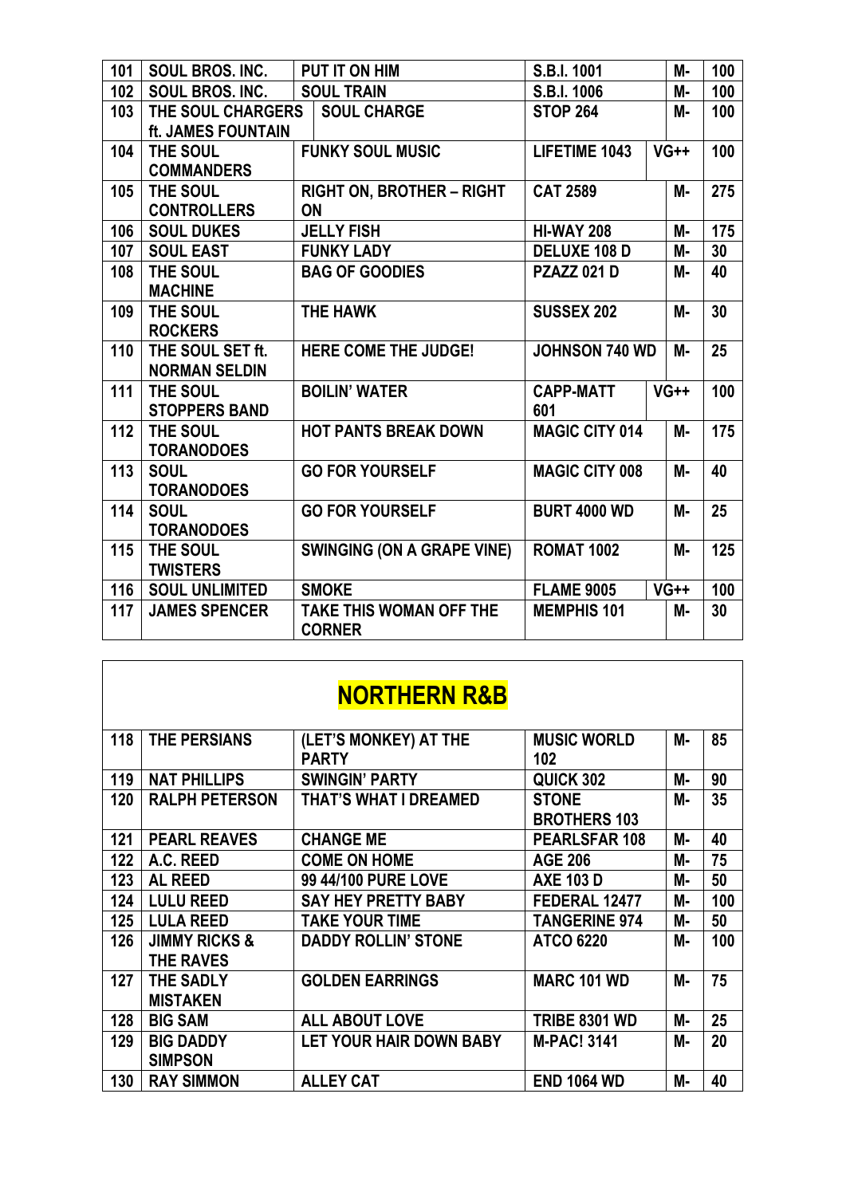| 101 | SOUL BROS. INC. | PUT IT ON HIM | S.B.I. 1001 | M- | 100 |
|---|---|---|---|---|---|
| 102 | SOUL BROS. INC. | SOUL TRAIN | S.B.I. 1006 | M- | 100 |
| 103 | THE SOUL CHARGERS ft. JAMES FOUNTAIN | SOUL CHARGE | STOP 264 | M- | 100 |
| 104 | THE SOUL COMMANDERS | FUNKY SOUL MUSIC | LIFETIME 1043 | VG++ | 100 |
| 105 | THE SOUL CONTROLLERS | RIGHT ON, BROTHER – RIGHT ON | CAT 2589 | M- | 275 |
| 106 | SOUL DUKES | JELLY FISH | HI-WAY 208 | M- | 175 |
| 107 | SOUL EAST | FUNKY LADY | DELUXE 108 D | M- | 30 |
| 108 | THE SOUL MACHINE | BAG OF GOODIES | PZAZZ 021 D | M- | 40 |
| 109 | THE SOUL ROCKERS | THE HAWK | SUSSEX 202 | M- | 30 |
| 110 | THE SOUL SET ft. NORMAN SELDIN | HERE COME THE JUDGE! | JOHNSON 740 WD | M- | 25 |
| 111 | THE SOUL STOPPERS BAND | BOILIN' WATER | CAPP-MATT 601 | VG++ | 100 |
| 112 | THE SOUL TORANODOES | HOT PANTS BREAK DOWN | MAGIC CITY 014 | M- | 175 |
| 113 | SOUL TORANODOES | GO FOR YOURSELF | MAGIC CITY 008 | M- | 40 |
| 114 | SOUL TORANODOES | GO FOR YOURSELF | BURT 4000 WD | M- | 25 |
| 115 | THE SOUL TWISTERS | SWINGING (ON A GRAPE VINE) | ROMAT 1002 | M- | 125 |
| 116 | SOUL UNLIMITED | SMOKE | FLAME 9005 | VG++ | 100 |
| 117 | JAMES SPENCER | TAKE THIS WOMAN OFF THE CORNER | MEMPHIS 101 | M- | 30 |

## NORTHERN R&B

| 118 | THE PERSIANS | (LET'S MONKEY) AT THE PARTY | MUSIC WORLD 102 | M- | 85 |
|---|---|---|---|---|---|
| 119 | NAT PHILLIPS | SWINGIN' PARTY | QUICK 302 | M- | 90 |
| 120 | RALPH PETERSON | THAT'S WHAT I DREAMED | STONE BROTHERS 103 | M- | 35 |
| 121 | PEARL REAVES | CHANGE ME | PEARLSFAR 108 | M- | 40 |
| 122 | A.C. REED | COME ON HOME | AGE 206 | M- | 75 |
| 123 | AL REED | 99 44/100 PURE LOVE | AXE 103 D | M- | 50 |
| 124 | LULU REED | SAY HEY PRETTY BABY | FEDERAL 12477 | M- | 100 |
| 125 | LULA REED | TAKE YOUR TIME | TANGERINE 974 | M- | 50 |
| 126 | JIMMY RICKS & THE RAVES | DADDY ROLLIN' STONE | ATCO 6220 | M- | 100 |
| 127 | THE SADLY MISTAKEN | GOLDEN EARRINGS | MARC 101 WD | M- | 75 |
| 128 | BIG SAM | ALL ABOUT LOVE | TRIBE 8301 WD | M- | 25 |
| 129 | BIG DADDY SIMPSON | LET YOUR HAIR DOWN BABY | M-PAC! 3141 | M- | 20 |
| 130 | RAY SIMMON | ALLEY CAT | END 1064 WD | M- | 40 |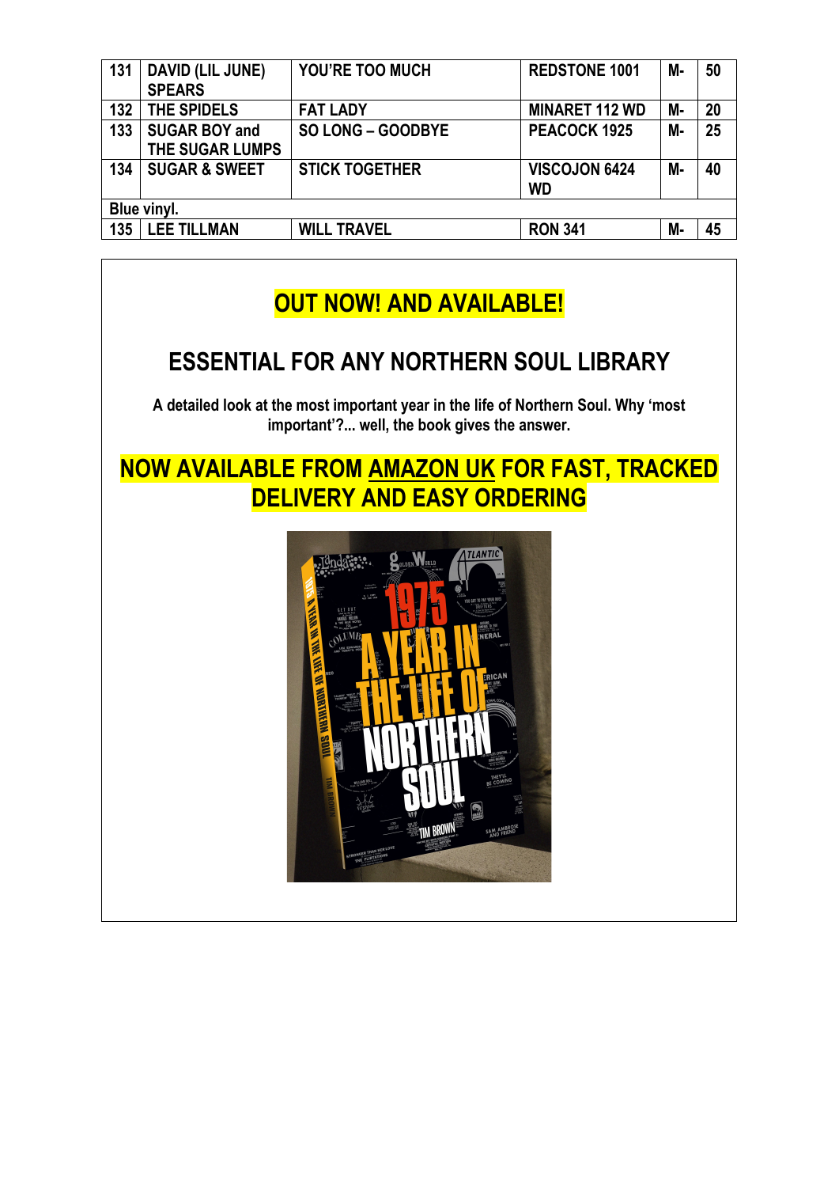| | | | | | |
|---|---|---|---|---|---|
| 131 | DAVID (LIL JUNE) SPEARS | YOU'RE TOO MUCH | REDSTONE 1001 | M- | 50 |
| 132 | THE SPIDELS | FAT LADY | MINARET 112 WD | M- | 20 |
| 133 | SUGAR BOY and THE SUGAR LUMPS | SO LONG – GOODBYE | PEACOCK 1925 | M- | 25 |
| 134 | SUGAR & SWEET | STICK TOGETHER | VISCOJON 6424 WD | M- | 40 |
| Blue vinyl. | | | | | |
| 135 | LEE TILLMAN | WILL TRAVEL | RON 341 | M- | 45 |

## OUT NOW! AND AVAILABLE!

## ESSENTIAL FOR ANY NORTHERN SOUL LIBRARY

**A detailed look at the most important year in the life of Northern Soul. Why 'most important'?... well, the book gives the answer.**

## NOW AVAILABLE FROM AMAZON UK FOR FAST, TRACKED DELIVERY AND EASY ORDERING